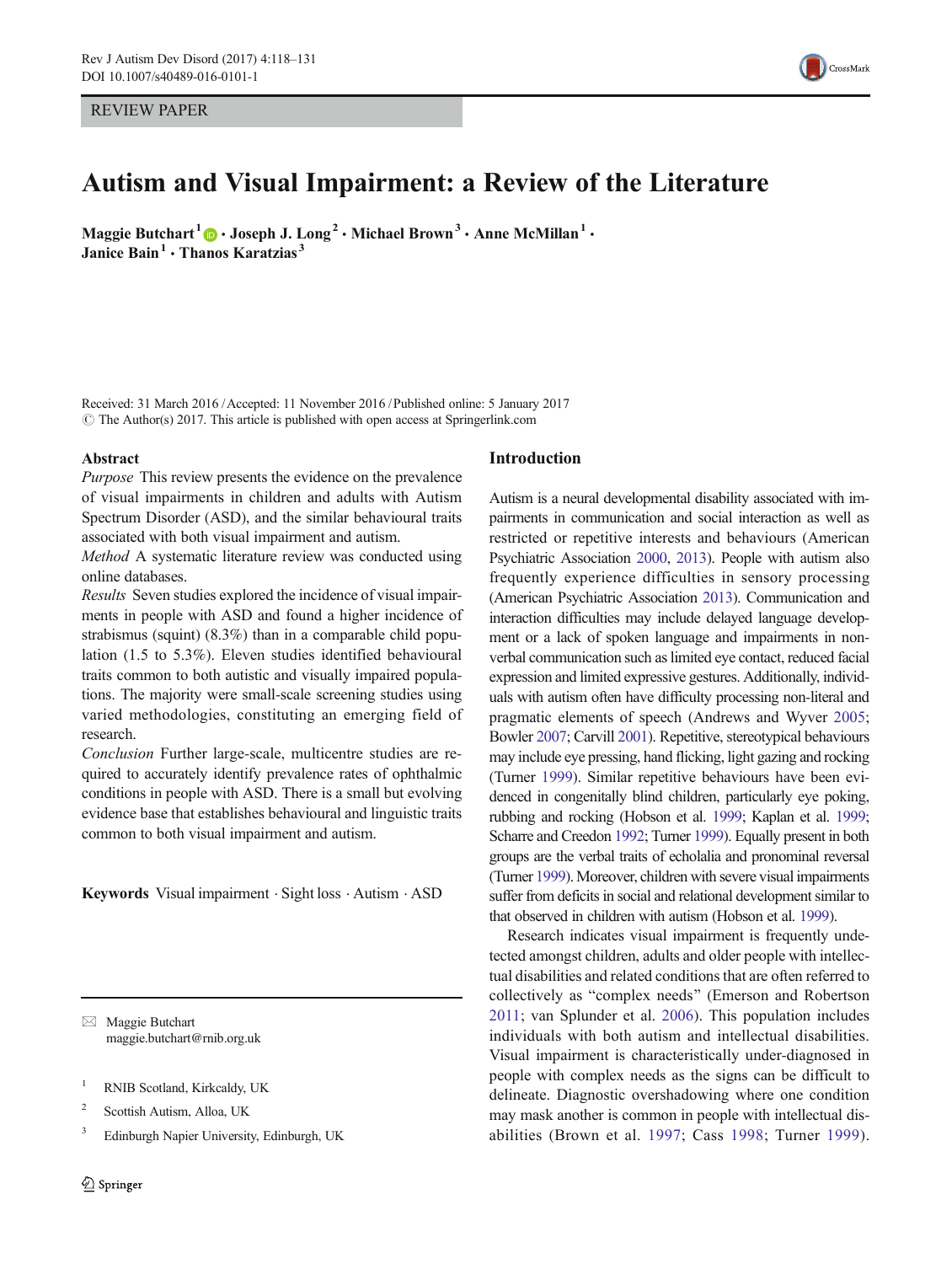REVIEW PAPER

# Autism and Visual Impairment: a Review of the Literature

**Maggie Butchart**[1] · **Joseph J. Long**[2] · **Michael Brown**[3] · **Anne McMillan**[1] · **Janice Bain**[1] · **Thanos Karatzias**[3]

Received: 31 March 2016 / Accepted: 11 November 2016 / Published online: 5 January 2017
© The Author(s) 2017. This article is published with open access at Springerlink.com

## Abstract

*Purpose* This review presents the evidence on the prevalence of visual impairments in children and adults with Autism Spectrum Disorder (ASD), and the similar behavioural traits associated with both visual impairment and autism.

*Method* A systematic literature review was conducted using online databases.

*Results* Seven studies explored the incidence of visual impairments in people with ASD and found a higher incidence of strabismus (squint) (8.3%) than in a comparable child population (1.5 to 5.3%). Eleven studies identified behavioural traits common to both autistic and visually impaired populations. The majority were small-scale screening studies using varied methodologies, constituting an emerging field of research.

*Conclusion* Further large-scale, multicentre studies are required to accurately identify prevalence rates of ophthalmic conditions in people with ASD. There is a small but evolving evidence base that establishes behavioural and linguistic traits common to both visual impairment and autism.

**Keywords** Visual impairment · Sight loss · Autism · ASD

✉ Maggie Butchart
maggie.butchart@rnib.org.uk

[1] RNIB Scotland, Kirkcaldy, UK

[2] Scottish Autism, Alloa, UK

[3] Edinburgh Napier University, Edinburgh, UK

## Introduction

Autism is a neural developmental disability associated with impairments in communication and social interaction as well as restricted or repetitive interests and behaviours (American Psychiatric Association 2000, 2013). People with autism also frequently experience difficulties in sensory processing (American Psychiatric Association 2013). Communication and interaction difficulties may include delayed language development or a lack of spoken language and impairments in non-verbal communication such as limited eye contact, reduced facial expression and limited expressive gestures. Additionally, individuals with autism often have difficulty processing non-literal and pragmatic elements of speech (Andrews and Wyver 2005; Bowler 2007; Carvill 2001). Repetitive, stereotypical behaviours may include eye pressing, hand flicking, light gazing and rocking (Turner 1999). Similar repetitive behaviours have been evidenced in congenitally blind children, particularly eye poking, rubbing and rocking (Hobson et al. 1999; Kaplan et al. 1999; Scharre and Creedon 1992; Turner 1999). Equally present in both groups are the verbal traits of echolalia and pronominal reversal (Turner 1999). Moreover, children with severe visual impairments suffer from deficits in social and relational development similar to that observed in children with autism (Hobson et al. 1999).

Research indicates visual impairment is frequently undetected amongst children, adults and older people with intellectual disabilities and related conditions that are often referred to collectively as "complex needs" (Emerson and Robertson 2011; van Splunder et al. 2006). This population includes individuals with both autism and intellectual disabilities. Visual impairment is characteristically under-diagnosed in people with complex needs as the signs can be difficult to delineate. Diagnostic overshadowing where one condition may mask another is common in people with intellectual disabilities (Brown et al. 1997; Cass 1998; Turner 1999).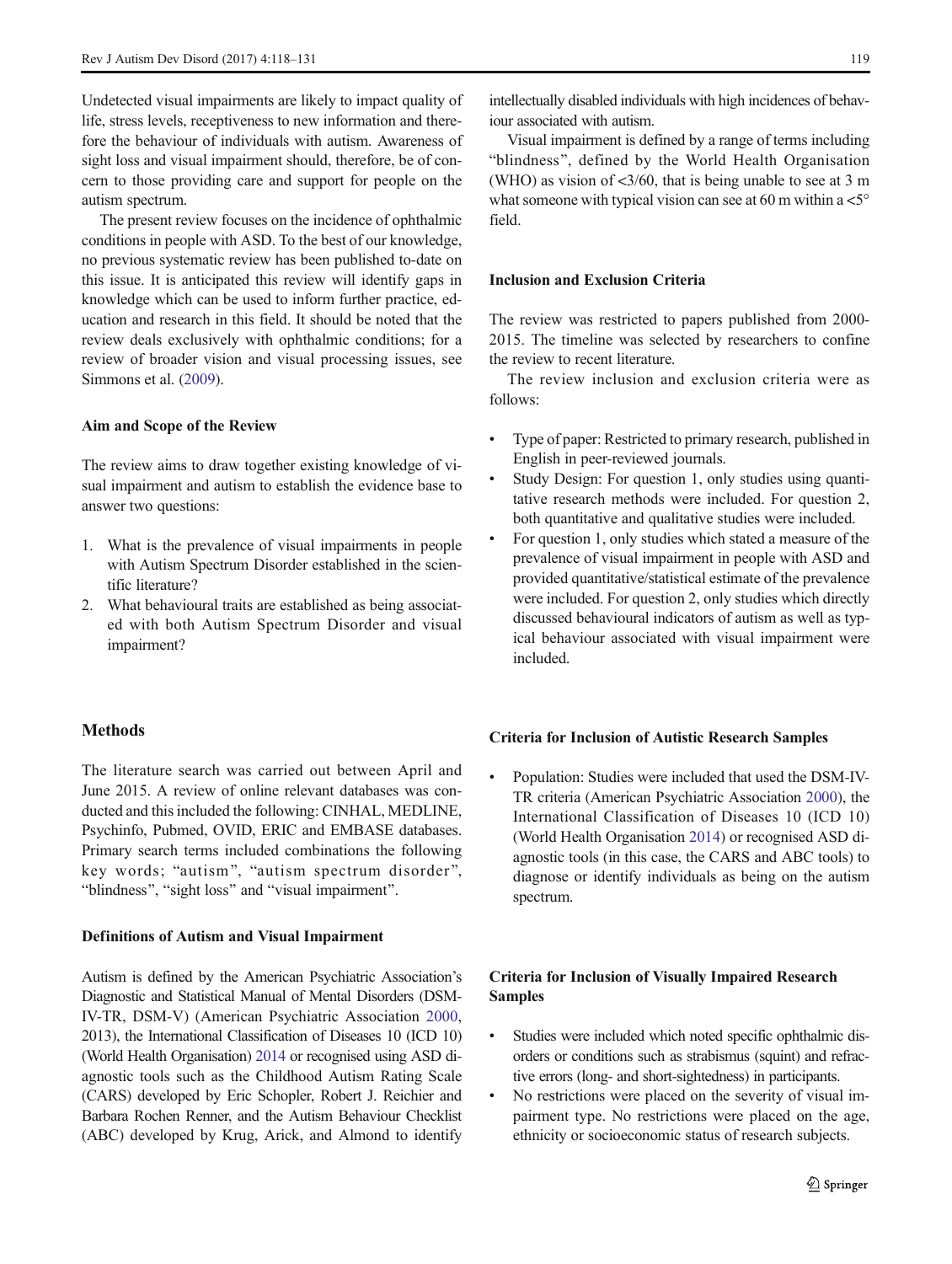Undetected visual impairments are likely to impact quality of life, stress levels, receptiveness to new information and therefore the behaviour of individuals with autism. Awareness of sight loss and visual impairment should, therefore, be of concern to those providing care and support for people on the autism spectrum.

The present review focuses on the incidence of ophthalmic conditions in people with ASD. To the best of our knowledge, no previous systematic review has been published to-date on this issue. It is anticipated this review will identify gaps in knowledge which can be used to inform further practice, education and research in this field. It should be noted that the review deals exclusively with ophthalmic conditions; for a review of broader vision and visual processing issues, see Simmons et al. (2009).

### Aim and Scope of the Review

The review aims to draw together existing knowledge of visual impairment and autism to establish the evidence base to answer two questions:

1. What is the prevalence of visual impairments in people with Autism Spectrum Disorder established in the scientific literature?
2. What behavioural traits are established as being associated with both Autism Spectrum Disorder and visual impairment?

## Methods

The literature search was carried out between April and June 2015. A review of online relevant databases was conducted and this included the following: CINHAL, MEDLINE, Psychinfo, Pubmed, OVID, ERIC and EMBASE databases. Primary search terms included combinations the following key words; "autism", "autism spectrum disorder", "blindness", "sight loss" and "visual impairment".

### Definitions of Autism and Visual Impairment

Autism is defined by the American Psychiatric Association's Diagnostic and Statistical Manual of Mental Disorders (DSM-IV-TR, DSM-V) (American Psychiatric Association 2000, 2013), the International Classification of Diseases 10 (ICD 10) (World Health Organisation) 2014 or recognised using ASD diagnostic tools such as the Childhood Autism Rating Scale (CARS) developed by Eric Schopler, Robert J. Reichier and Barbara Rochen Renner, and the Autism Behaviour Checklist (ABC) developed by Krug, Arick, and Almond to identify intellectually disabled individuals with high incidences of behaviour associated with autism.

Visual impairment is defined by a range of terms including "blindness", defined by the World Health Organisation (WHO) as vision of <3/60, that is being unable to see at 3 m what someone with typical vision can see at 60 m within a <5° field.

### Inclusion and Exclusion Criteria

The review was restricted to papers published from 2000-2015. The timeline was selected by researchers to confine the review to recent literature.

The review inclusion and exclusion criteria were as follows:

- Type of paper: Restricted to primary research, published in English in peer-reviewed journals.
- Study Design: For question 1, only studies using quantitative research methods were included. For question 2, both quantitative and qualitative studies were included.
- For question 1, only studies which stated a measure of the prevalence of visual impairment in people with ASD and provided quantitative/statistical estimate of the prevalence were included. For question 2, only studies which directly discussed behavioural indicators of autism as well as typical behaviour associated with visual impairment were included.

### Criteria for Inclusion of Autistic Research Samples

- Population: Studies were included that used the DSM-IV-TR criteria (American Psychiatric Association 2000), the International Classification of Diseases 10 (ICD 10) (World Health Organisation 2014) or recognised ASD diagnostic tools (in this case, the CARS and ABC tools) to diagnose or identify individuals as being on the autism spectrum.

### Criteria for Inclusion of Visually Impaired Research Samples

- Studies were included which noted specific ophthalmic disorders or conditions such as strabismus (squint) and refractive errors (long- and short-sightedness) in participants.
- No restrictions were placed on the severity of visual impairment type. No restrictions were placed on the age, ethnicity or socioeconomic status of research subjects.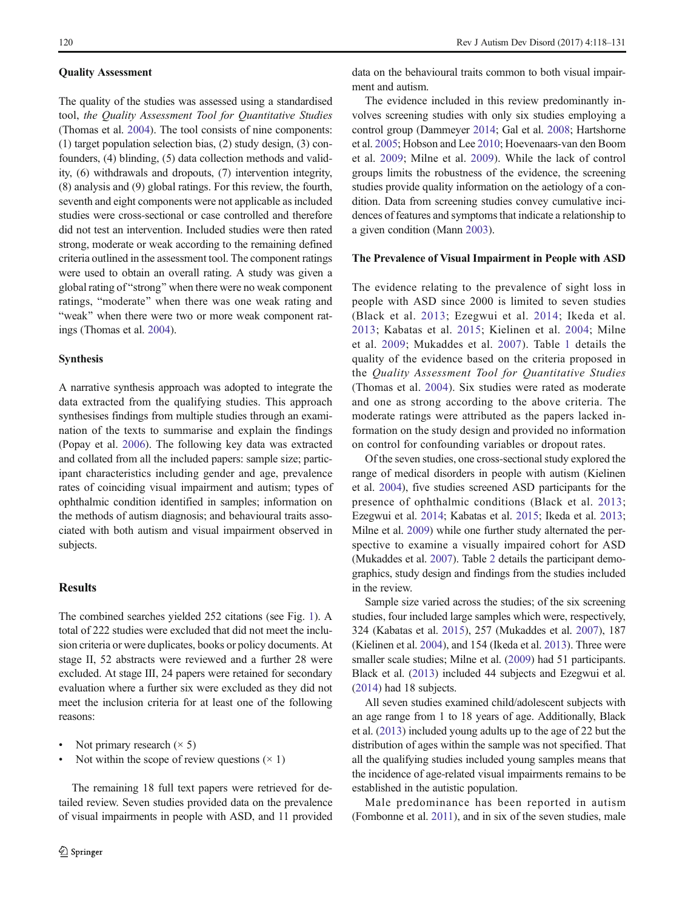### Quality Assessment

The quality of the studies was assessed using a standardised tool, *the Quality Assessment Tool for Quantitative Studies* (Thomas et al. 2004). The tool consists of nine components: (1) target population selection bias, (2) study design, (3) confounders, (4) blinding, (5) data collection methods and validity, (6) withdrawals and dropouts, (7) intervention integrity, (8) analysis and (9) global ratings. For this review, the fourth, seventh and eight components were not applicable as included studies were cross-sectional or case controlled and therefore did not test an intervention. Included studies were then rated strong, moderate or weak according to the remaining defined criteria outlined in the assessment tool. The component ratings were used to obtain an overall rating. A study was given a global rating of "strong" when there were no weak component ratings, "moderate" when there was one weak rating and "weak" when there were two or more weak component ratings (Thomas et al. 2004).

### Synthesis

A narrative synthesis approach was adopted to integrate the data extracted from the qualifying studies. This approach synthesises findings from multiple studies through an examination of the texts to summarise and explain the findings (Popay et al. 2006). The following key data was extracted and collated from all the included papers: sample size; participant characteristics including gender and age, prevalence rates of coinciding visual impairment and autism; types of ophthalmic condition identified in samples; information on the methods of autism diagnosis; and behavioural traits associated with both autism and visual impairment observed in subjects.

## Results

The combined searches yielded 252 citations (see Fig. 1). A total of 222 studies were excluded that did not meet the inclusion criteria or were duplicates, books or policy documents. At stage II, 52 abstracts were reviewed and a further 28 were excluded. At stage III, 24 papers were retained for secondary evaluation where a further six were excluded as they did not meet the inclusion criteria for at least one of the following reasons:

- Not primary research (× 5)
- Not within the scope of review questions (× 1)

The remaining 18 full text papers were retrieved for detailed review. Seven studies provided data on the prevalence of visual impairments in people with ASD, and 11 provided data on the behavioural traits common to both visual impairment and autism.

The evidence included in this review predominantly involves screening studies with only six studies employing a control group (Dammeyer 2014; Gal et al. 2008; Hartshorne et al. 2005; Hobson and Lee 2010; Hoevenaars-van den Boom et al. 2009; Milne et al. 2009). While the lack of control groups limits the robustness of the evidence, the screening studies provide quality information on the aetiology of a condition. Data from screening studies convey cumulative incidences of features and symptoms that indicate a relationship to a given condition (Mann 2003).

### The Prevalence of Visual Impairment in People with ASD

The evidence relating to the prevalence of sight loss in people with ASD since 2000 is limited to seven studies (Black et al. 2013; Ezegwui et al. 2014; Ikeda et al. 2013; Kabatas et al. 2015; Kielinen et al. 2004; Milne et al. 2009; Mukaddes et al. 2007). Table 1 details the quality of the evidence based on the criteria proposed in the *Quality Assessment Tool for Quantitative Studies* (Thomas et al. 2004). Six studies were rated as moderate and one as strong according to the above criteria. The moderate ratings were attributed as the papers lacked information on the study design and provided no information on control for confounding variables or dropout rates.

Of the seven studies, one cross-sectional study explored the range of medical disorders in people with autism (Kielinen et al. 2004), five studies screened ASD participants for the presence of ophthalmic conditions (Black et al. 2013; Ezegwui et al. 2014; Kabatas et al. 2015; Ikeda et al. 2013; Milne et al. 2009) while one further study alternated the perspective to examine a visually impaired cohort for ASD (Mukaddes et al. 2007). Table 2 details the participant demographics, study design and findings from the studies included in the review.

Sample size varied across the studies; of the six screening studies, four included large samples which were, respectively, 324 (Kabatas et al. 2015), 257 (Mukaddes et al. 2007), 187 (Kielinen et al. 2004), and 154 (Ikeda et al. 2013). Three were smaller scale studies; Milne et al. (2009) had 51 participants. Black et al. (2013) included 44 subjects and Ezegwui et al. (2014) had 18 subjects.

All seven studies examined child/adolescent subjects with an age range from 1 to 18 years of age. Additionally, Black et al. (2013) included young adults up to the age of 22 but the distribution of ages within the sample was not specified. That all the qualifying studies included young samples means that the incidence of age-related visual impairments remains to be established in the autistic population.

Male predominance has been reported in autism (Fombonne et al. 2011), and in six of the seven studies, male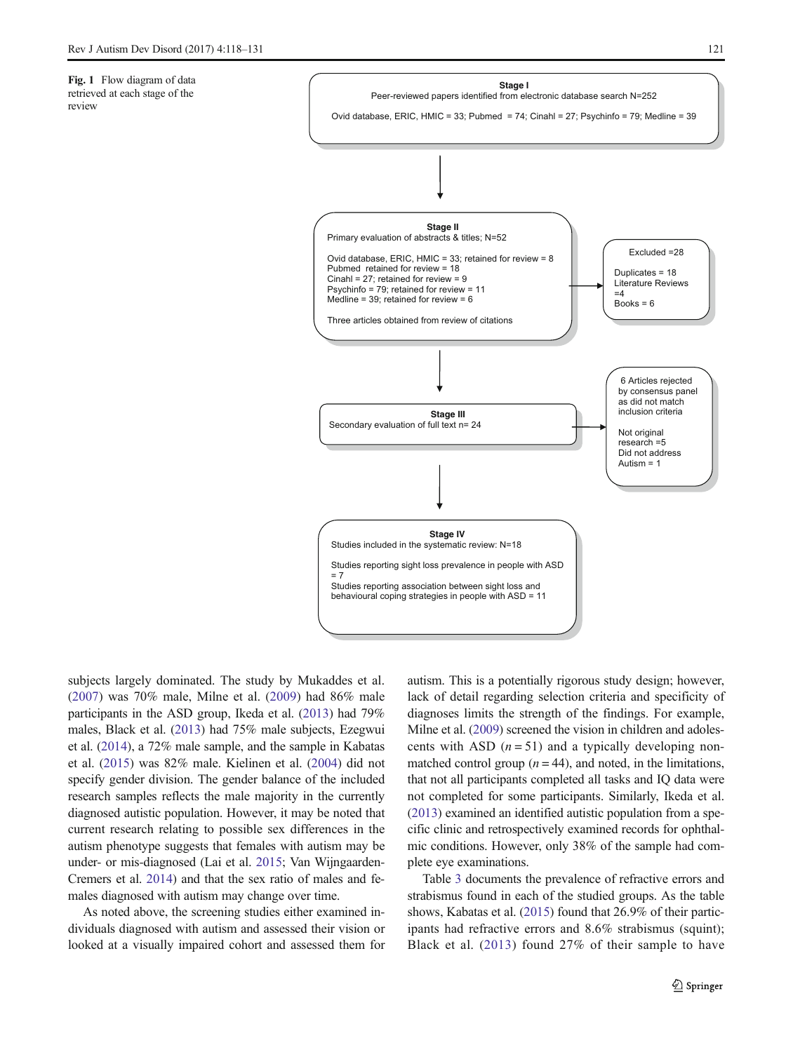**Fig. 1** Flow diagram of data retrieved at each stage of the review

**Stage I**
Peer-reviewed papers identified from electronic database search N=252

Ovid database, ERIC, HMIC = 33; Pubmed = 74; Cinahl = 27; Psychinfo = 79; Medline = 39

**Stage II**
Primary evaluation of abstracts & titles; N=52

Ovid database, ERIC, HMIC = 33; retained for review = 8
Pubmed retained for review = 18
Cinahl = 27; retained for review = 9
Psychinfo = 79; retained for review = 11
Medline = 39; retained for review = 6

Three articles obtained from review of citations

Excluded =28

Duplicates = 18
Literature Reviews =4
Books = 6

**Stage III**
Secondary evaluation of full text n= 24

6 Articles rejected by consensus panel as did not match inclusion criteria

Not original research =5
Did not address Autism = 1

**Stage IV**
Studies included in the systematic review: N=18

Studies reporting sight loss prevalence in people with ASD = 7
Studies reporting association between sight loss and behavioural coping strategies in people with ASD = 11

subjects largely dominated. The study by Mukaddes et al. (2007) was 70% male, Milne et al. (2009) had 86% male participants in the ASD group, Ikeda et al. (2013) had 79% males, Black et al. (2013) had 75% male subjects, Ezegwui et al. (2014), a 72% male sample, and the sample in Kabatas et al. (2015) was 82% male. Kielinen et al. (2004) did not specify gender division. The gender balance of the included research samples reflects the male majority in the currently diagnosed autistic population. However, it may be noted that current research relating to possible sex differences in the autism phenotype suggests that females with autism may be under- or mis-diagnosed (Lai et al. 2015; Van Wijngaarden-Cremers et al. 2014) and that the sex ratio of males and females diagnosed with autism may change over time.

As noted above, the screening studies either examined individuals diagnosed with autism and assessed their vision or looked at a visually impaired cohort and assessed them for autism. This is a potentially rigorous study design; however, lack of detail regarding selection criteria and specificity of diagnoses limits the strength of the findings. For example, Milne et al. (2009) screened the vision in children and adolescents with ASD ($n = 51$) and a typically developing non-matched control group ($n = 44$), and noted, in the limitations, that not all participants completed all tasks and IQ data were not completed for some participants. Similarly, Ikeda et al. (2013) examined an identified autistic population from a specific clinic and retrospectively examined records for ophthalmic conditions. However, only 38% of the sample had complete eye examinations.

Table 3 documents the prevalence of refractive errors and strabismus found in each of the studied groups. As the table shows, Kabatas et al. (2015) found that 26.9% of their participants had refractive errors and 8.6% strabismus (squint); Black et al. (2013) found 27% of their sample to have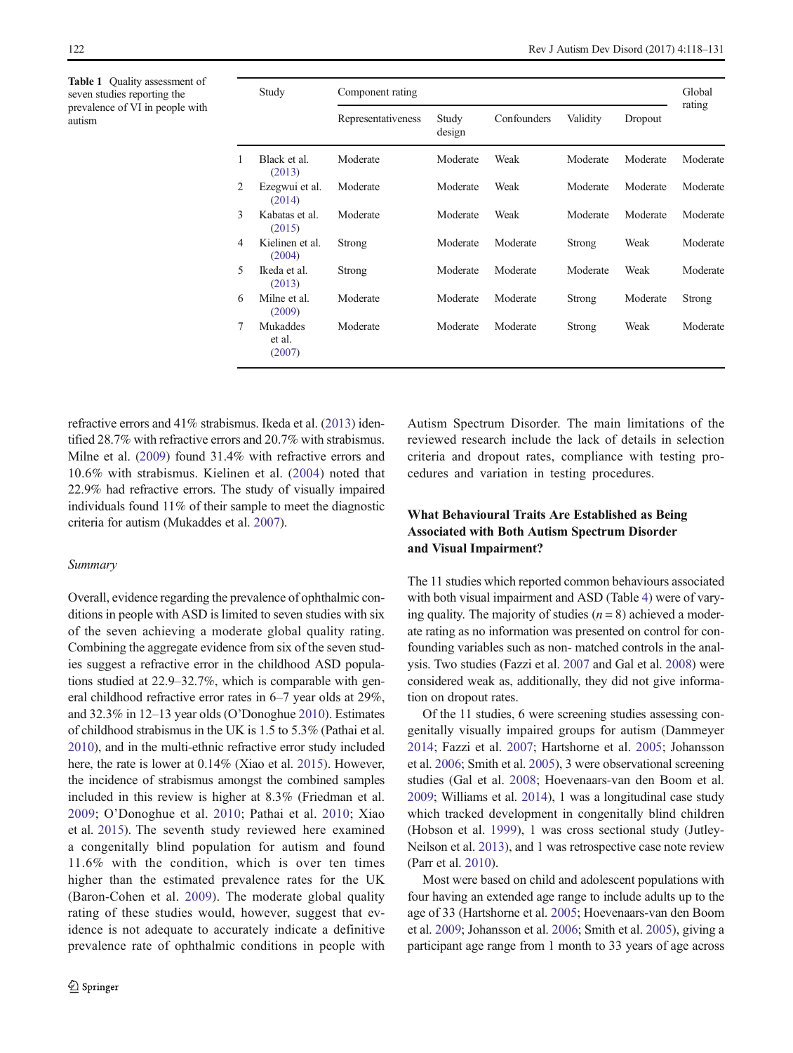**Table 1** Quality assessment of seven studies reporting the prevalence of VI in people with autism

| | Study | Component rating | | | | | Global rating |
|---|---|---|---|---|---|---|---|
| | | Representativeness | Study design | Confounders | Validity | Dropout | |
| 1 | Black et al. (2013) | Moderate | Moderate | Weak | Moderate | Moderate | Moderate |
| 2 | Ezegwui et al. (2014) | Moderate | Moderate | Weak | Moderate | Moderate | Moderate |
| 3 | Kabatas et al. (2015) | Moderate | Moderate | Weak | Moderate | Moderate | Moderate |
| 4 | Kielinen et al. (2004) | Strong | Moderate | Moderate | Strong | Weak | Moderate |
| 5 | Ikeda et al. (2013) | Strong | Moderate | Moderate | Moderate | Weak | Moderate |
| 6 | Milne et al. (2009) | Moderate | Moderate | Moderate | Strong | Moderate | Strong |
| 7 | Mukaddes et al. (2007) | Moderate | Moderate | Moderate | Strong | Weak | Moderate |

refractive errors and 41% strabismus. Ikeda et al. (2013) identified 28.7% with refractive errors and 20.7% with strabismus. Milne et al. (2009) found 31.4% with refractive errors and 10.6% with strabismus. Kielinen et al. (2004) noted that 22.9% had refractive errors. The study of visually impaired individuals found 11% of their sample to meet the diagnostic criteria for autism (Mukaddes et al. 2007).

*Summary*

Overall, evidence regarding the prevalence of ophthalmic conditions in people with ASD is limited to seven studies with six of the seven achieving a moderate global quality rating. Combining the aggregate evidence from six of the seven studies suggest a refractive error in the childhood ASD populations studied at 22.9–32.7%, which is comparable with general childhood refractive error rates in 6–7 year olds at 29%, and 32.3% in 12–13 year olds (O'Donoghue 2010). Estimates of childhood strabismus in the UK is 1.5 to 5.3% (Pathai et al. 2010), and in the multi-ethnic refractive error study included here, the rate is lower at 0.14% (Xiao et al. 2015). However, the incidence of strabismus amongst the combined samples included in this review is higher at 8.3% (Friedman et al. 2009; O'Donoghue et al. 2010; Pathai et al. 2010; Xiao et al. 2015). The seventh study reviewed here examined a congenitally blind population for autism and found 11.6% with the condition, which is over ten times higher than the estimated prevalence rates for the UK (Baron-Cohen et al. 2009). The moderate global quality rating of these studies would, however, suggest that evidence is not adequate to accurately indicate a definitive prevalence rate of ophthalmic conditions in people with Autism Spectrum Disorder. The main limitations of the reviewed research include the lack of details in selection criteria and dropout rates, compliance with testing procedures and variation in testing procedures.

### What Behavioural Traits Are Established as Being Associated with Both Autism Spectrum Disorder and Visual Impairment?

The 11 studies which reported common behaviours associated with both visual impairment and ASD (Table 4) were of varying quality. The majority of studies ($n = 8$) achieved a moderate rating as no information was presented on control for confounding variables such as non- matched controls in the analysis. Two studies (Fazzi et al. 2007 and Gal et al. 2008) were considered weak as, additionally, they did not give information on dropout rates.

Of the 11 studies, 6 were screening studies assessing congenitally visually impaired groups for autism (Dammeyer 2014; Fazzi et al. 2007; Hartshorne et al. 2005; Johansson et al. 2006; Smith et al. 2005), 3 were observational screening studies (Gal et al. 2008; Hoevenaars-van den Boom et al. 2009; Williams et al. 2014), 1 was a longitudinal case study which tracked development in congenitally blind children (Hobson et al. 1999), 1 was cross sectional study (Jutley-Neilson et al. 2013), and 1 was retrospective case note review (Parr et al. 2010).

Most were based on child and adolescent populations with four having an extended age range to include adults up to the age of 33 (Hartshorne et al. 2005; Hoevenaars-van den Boom et al. 2009; Johansson et al. 2006; Smith et al. 2005), giving a participant age range from 1 month to 33 years of age across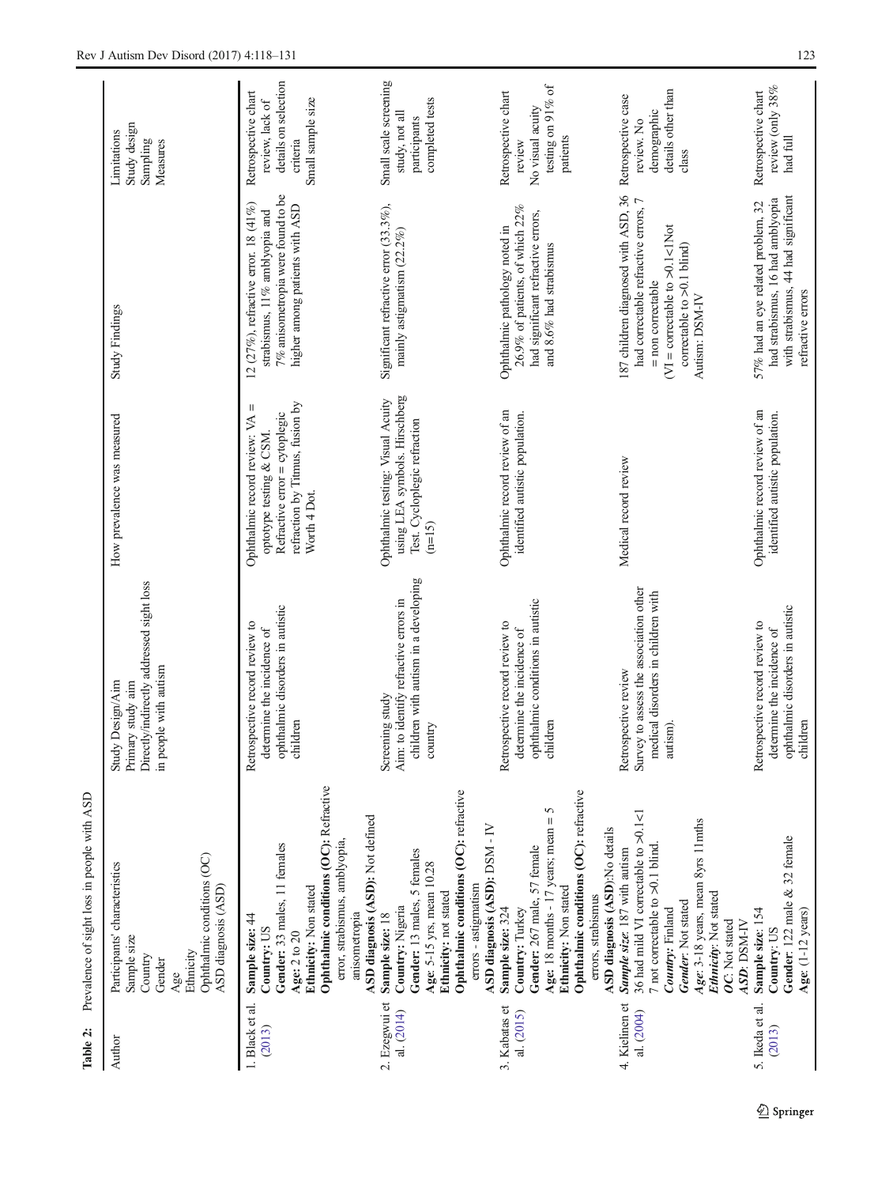**Table 2:** Prevalence of sight loss in people with ASD

| Author | Participants' characteristics<br>Sample size<br>Country<br>Gender<br>Age<br>Ethnicity<br>Ophthalmic conditions (OC)<br>ASD diagnosis (ASD) | Study Design/Aim<br>Primary study aim<br>Directly/indirectly addressed sight loss in people with autism | How prevalence was measured | Study Findings | Limitations<br>Study design<br>Sampling<br>Measures |
|---|---|---|---|---|---|
| 1. Black et al. (2013) | **Sample size:** 44<br>**Country:** US<br>**Gender:** 33 males, 11 females<br>**Age:** 2 to 20<br>**Ethnicity:** Non stated<br>**Ophthalmic conditions (OC):** Refractive error, strabismus, amblyopia, anisometropia<br>**ASD diagnosis (ASD):** Not defined | Retrospective record review to determine the incidence of ophthalmic disorders in autistic children | Ophthalmic record review: VA = optotype testing & CSM. Refractive error = cytoplegic refraction by Titmus, fusion by Worth 4 Dot. | 12 (27%), refractive error. 18 (41%) strabismus, 11% amblyopia and 7% anisometropia were found to be higher among patients with ASD | Retrospective chart review, lack of details on selection criteria<br>Small sample size |
| 2. Ezegwui et al. (2014) | **Sample size:** 18<br>**Country:** Nigeria<br>**Gender:** 13 males, 5 females<br>**Age**: 5-15 yrs, mean 10.28<br>**Ethnicity:** not stated<br>**Ophthalmic conditions (OC):** refractive errors - astigmatism<br>**ASD diagnosis (ASD):** DSM - IV | Screening study<br>Aim: to identify refractive errors in children with autism in a developing country | Ophthalmic testing: Visual Acuity using LEA symbols. Hirschberg Test. Cycloplegic refraction (n=15) | Significant refractive error (33.3%), mainly astigmatism (22.2%) | Small scale screening study, not all participants completed tests |
| 3. Kabatas et al. (2015) | **Sample size:** 324<br>**Country:** Turkey<br>**Gender:** 267 male, 57 female<br>**Age:** 18 months - 17 years; mean = 5<br>**Ethnicity:** Non stated<br>**Ophthalmic conditions (OC):** refractive errors, strabismus<br>**ASD diagnosis (ASD)**:No details | Retrospective record review to determine the incidence of ophthalmic conditions in autistic children | Ophthalmic record review of an identified autistic population. | Ophthalmic pathology noted in 26.9% of patients, of which 22% had significant refractive errors, and 8.6% had strabismus | Retrospective chart review<br>No visual acuity testing on 91% of patients |
| 4. Kielinen et al. (2004) | ***Sample size:*** 187 with autism<br>36 had mild VI correctable to >0.1<1<br>7 not correctable to >0.1 blind.<br>***Country:*** Finland<br>***Gender:*** Not stated<br>***Age:*** 3-18 years, mean 8yrs 11mths<br>***Ethnicity:*** Not stated<br>***OC:*** Not stated<br>***ASD:*** DSM-IV | Retrospective review<br>Survey to assess the association other medical disorders in children with autism). | Medical record review | 187 children diagnosed with ASD. 36 had correctable refractive errors, 7 = non correctable<br>(VI = correctable to >0.1<1Not correctable to >0.1 blind)<br>Autism: DSM-IV | Retrospective case review. No demographic details other than class |
| 5. Ikeda et al. (2013) | **Sample size:** 154<br>**Country:** US<br>**Gender:** 122 male & 32 female<br>**Age:** (1-12 years) | Retrospective record review to determine the incidence of ophthalmic disorders in autistic children | Ophthalmic record review of an identified autistic population. | 57% had an eye related problem, 32 had strabismus, 16 had amblyopia with strabismus, 44 had significant refractive errors | Retrospective chart review (only 38% had full |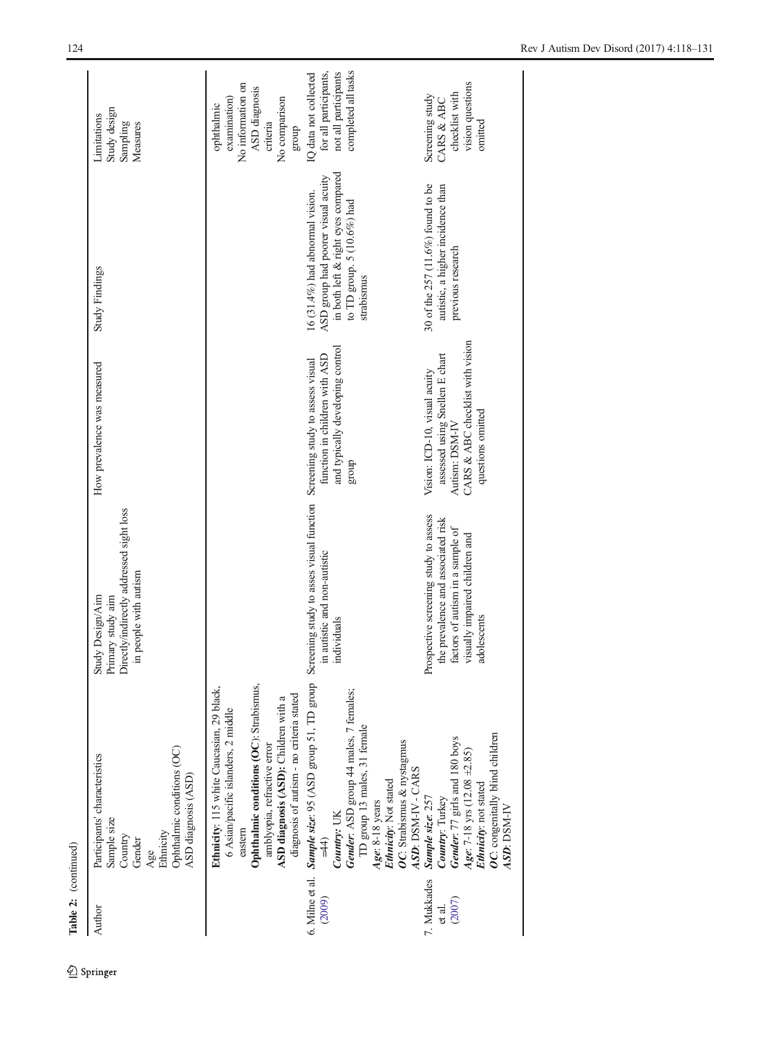Table 2: (continued)

| Author | Participants' characteristics<br>Sample size<br>Country<br>Gender<br>Age<br>Ethnicity<br>Ophthalmic conditions (OC)<br>ASD diagnosis (ASD) | Study Design/Aim<br>Primary study aim<br>Directly/indirectly addressed sight loss in people with autism | How prevalence was measured | Study Findings | Limitations<br>Study design<br>Sampling<br>Measures |
|---|---|---|---|---|---|
| | **Ethnicity**: 115 white Caucasian, 29 black, 6 Asian/pacific islanders, 2 middle eastern<br>**Ophthalmic conditions (OC)**: Strabismus, amblyopia, refractive error<br>**ASD diagnosis (ASD):** Children with a diagnosis of autism - no criteria stated | | | | ophthalmic examination)<br>No information on ASD diagnosis criteria<br>No comparison group |
| 6. Milne et al. (2009) | ***Sample size***: 95 (ASD group 51, TD group =44)<br>***Country***: UK<br>***Gender***: ASD group 44 males, 7 females; TD group 13 males, 31 female<br>***Age***: 8-18 years<br>***Ethnicity***: Not stated<br>***OC***: Strabismus & nystagmus<br>***ASD***: DSM-IV - CARS | Screening study to asses visual function in autistic and non-autistic individuals | Screening study to assess visual function in children with ASD and typically developing control group | 16 (31.4%) had abnormal vision. ASD group had poorer visual acuity in both left & right eyes compared to TD group. 5 (10.6%) had strabismus | IQ data not collected for all participants, not all participants completed all tasks |
| 7. Mukkades et al. (2007) | ***Sample size***: 257<br>***Country***: Turkey<br>***Gender***: 77 girls and 180 boys<br>***Age***: 7-18 yrs (12.08 ±2.85)<br>***Ethnicity***: not stated<br>***OC***: congenitally blind children<br>***ASD***: DSM-IV | Prospective screening study to assess the prevalence and associated risk factors of autism in a sample of visually impaired children and adolescents | Vision: ICD-10, visual acuity assessed using Snellen E chart<br>Autism: DSM-IV<br>CARS & ABC checklist with vision questions omitted | 30 of the 257 (11.6%) found to be autistic, a higher incidence than previous research | Screening study<br>CARS & ABC checklist with vision questions omitted |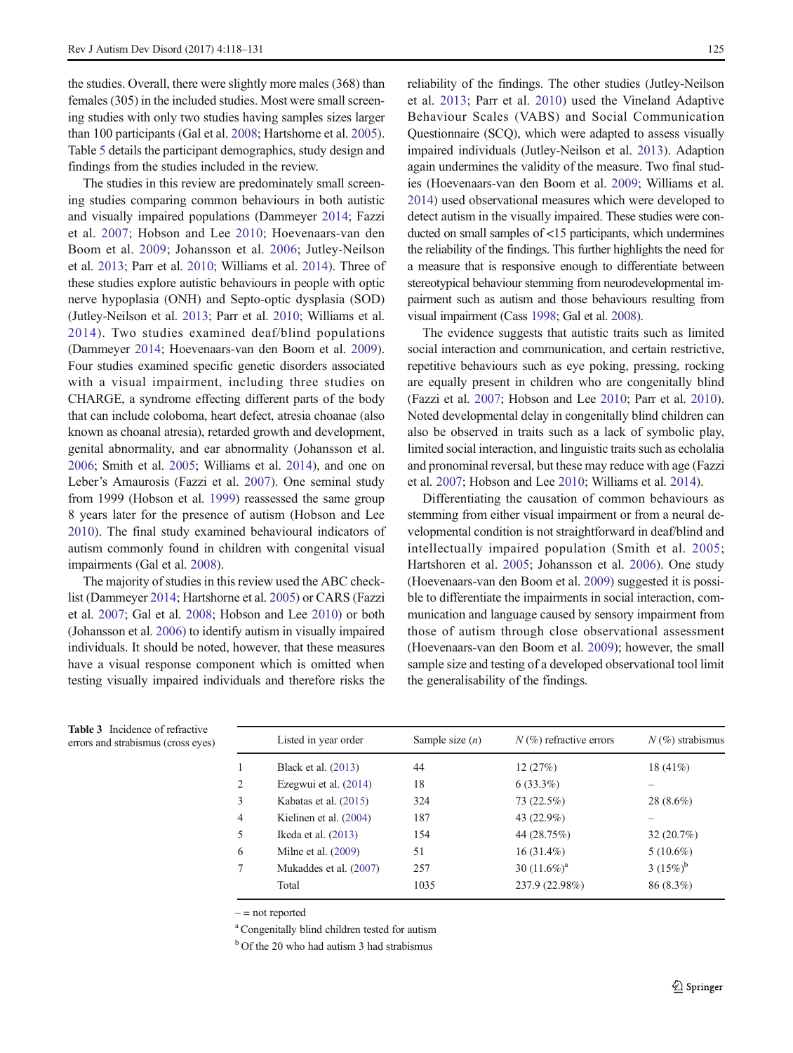the studies. Overall, there were slightly more males (368) than females (305) in the included studies. Most were small screening studies with only two studies having samples sizes larger than 100 participants (Gal et al. 2008; Hartshorne et al. 2005). Table 5 details the participant demographics, study design and findings from the studies included in the review.

The studies in this review are predominately small screening studies comparing common behaviours in both autistic and visually impaired populations (Dammeyer 2014; Fazzi et al. 2007; Hobson and Lee 2010; Hoevenaars-van den Boom et al. 2009; Johansson et al. 2006; Jutley-Neilson et al. 2013; Parr et al. 2010; Williams et al. 2014). Three of these studies explore autistic behaviours in people with optic nerve hypoplasia (ONH) and Septo-optic dysplasia (SOD) (Jutley-Neilson et al. 2013; Parr et al. 2010; Williams et al. 2014). Two studies examined deaf/blind populations (Dammeyer 2014; Hoevenaars-van den Boom et al. 2009). Four studies examined specific genetic disorders associated with a visual impairment, including three studies on CHARGE, a syndrome effecting different parts of the body that can include coloboma, heart defect, atresia choanae (also known as choanal atresia), retarded growth and development, genital abnormality, and ear abnormality (Johansson et al. 2006; Smith et al. 2005; Williams et al. 2014), and one on Leber's Amaurosis (Fazzi et al. 2007). One seminal study from 1999 (Hobson et al. 1999) reassessed the same group 8 years later for the presence of autism (Hobson and Lee 2010). The final study examined behavioural indicators of autism commonly found in children with congenital visual impairments (Gal et al. 2008).

The majority of studies in this review used the ABC checklist (Dammeyer 2014; Hartshorne et al. 2005) or CARS (Fazzi et al. 2007; Gal et al. 2008; Hobson and Lee 2010) or both (Johansson et al. 2006) to identify autism in visually impaired individuals. It should be noted, however, that these measures have a visual response component which is omitted when testing visually impaired individuals and therefore risks the reliability of the findings. The other studies (Jutley-Neilson et al. 2013; Parr et al. 2010) used the Vineland Adaptive Behaviour Scales (VABS) and Social Communication Questionnaire (SCQ), which were adapted to assess visually impaired individuals (Jutley-Neilson et al. 2013). Adaption again undermines the validity of the measure. Two final studies (Hoevenaars-van den Boom et al. 2009; Williams et al. 2014) used observational measures which were developed to detect autism in the visually impaired. These studies were conducted on small samples of <15 participants, which undermines the reliability of the findings. This further highlights the need for a measure that is responsive enough to differentiate between stereotypical behaviour stemming from neurodevelopmental impairment such as autism and those behaviours resulting from visual impairment (Cass 1998; Gal et al. 2008).

The evidence suggests that autistic traits such as limited social interaction and communication, and certain restrictive, repetitive behaviours such as eye poking, pressing, rocking are equally present in children who are congenitally blind (Fazzi et al. 2007; Hobson and Lee 2010; Parr et al. 2010). Noted developmental delay in congenitally blind children can also be observed in traits such as a lack of symbolic play, limited social interaction, and linguistic traits such as echolalia and pronominal reversal, but these may reduce with age (Fazzi et al. 2007; Hobson and Lee 2010; Williams et al. 2014).

Differentiating the causation of common behaviours as stemming from either visual impairment or from a neural developmental condition is not straightforward in deaf/blind and intellectually impaired population (Smith et al. 2005; Hartshoren et al. 2005; Johansson et al. 2006). One study (Hoevenaars-van den Boom et al. 2009) suggested it is possible to differentiate the impairments in social interaction, communication and language caused by sensory impairment from those of autism through close observational assessment (Hoevenaars-van den Boom et al. 2009); however, the small sample size and testing of a developed observational tool limit the generalisability of the findings.

**Table 3** Incidence of refractive errors and strabismus (cross eyes)

| | Listed in year order | Sample size (*n*) | *N* (%) refractive errors | *N* (%) strabismus |
|---|---|---|---|---|
| 1 | Black et al. (2013) | 44 | 12 (27%) | 18 (41%) |
| 2 | Ezegwui et al. (2014) | 18 | 6 (33.3%) | – |
| 3 | Kabatas et al. (2015) | 324 | 73 (22.5%) | 28 (8.6%) |
| 4 | Kielinen et al. (2004) | 187 | 43 (22.9%) | – |
| 5 | Ikeda et al. (2013) | 154 | 44 (28.75%) | 32 (20.7%) |
| 6 | Milne et al. (2009) | 51 | 16 (31.4%) | 5 (10.6%) |
| 7 | Mukaddes et al. (2007) | 257 | 30 (11.6%)[a] | 3 (15%)[b] |
| | Total | 1035 | 237.9 (22.98%) | 86 (8.3%) |

– = not reported

[a] Congenitally blind children tested for autism

[b] Of the 20 who had autism 3 had strabismus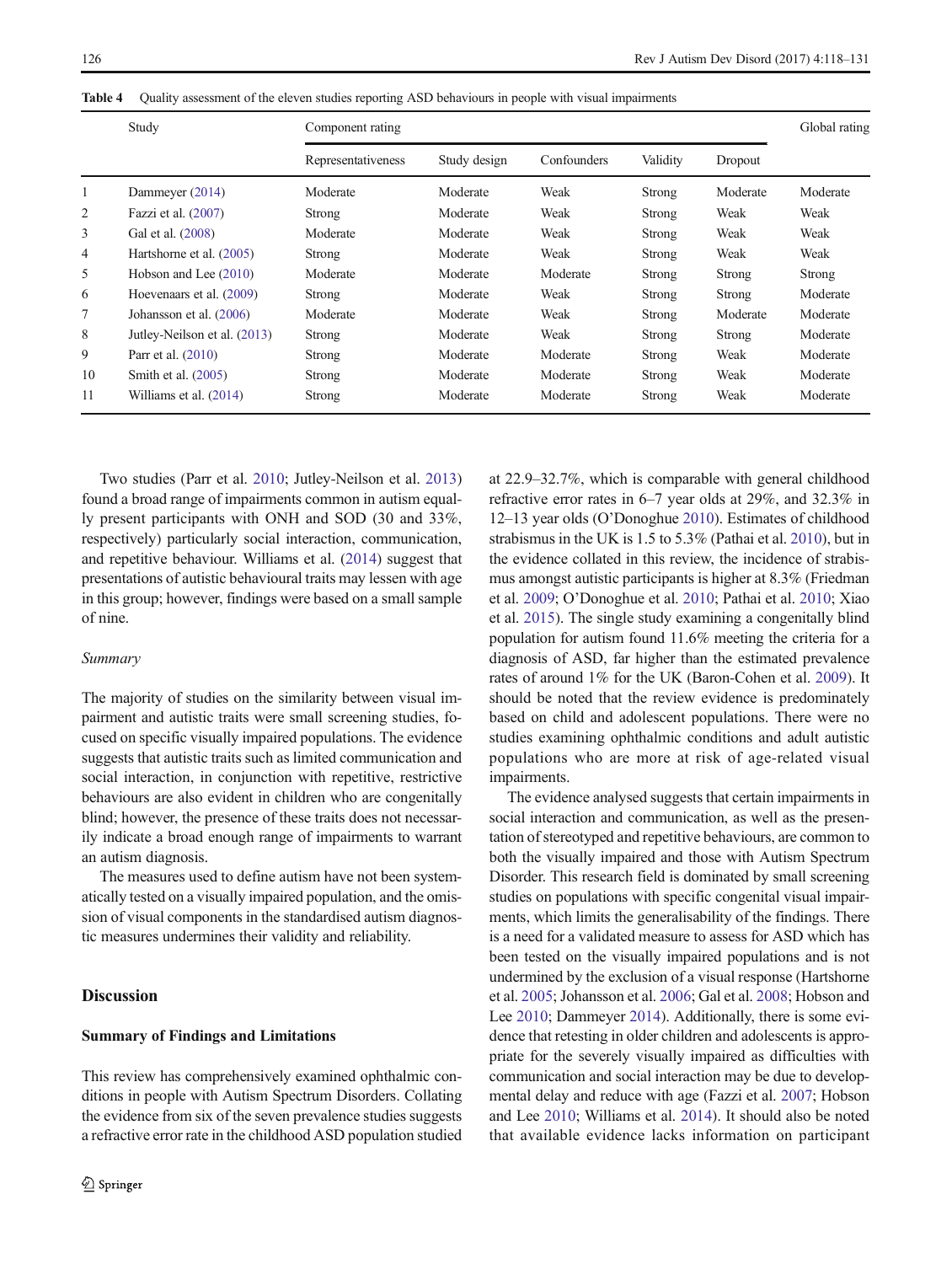Table 4 Quality assessment of the eleven studies reporting ASD behaviours in people with visual impairments

| | Study | Component rating | | | | | Global rating |
|---|---|---|---|---|---|---|---|
| | | Representativeness | Study design | Confounders | Validity | Dropout | |
| 1 | Dammeyer (2014) | Moderate | Moderate | Weak | Strong | Moderate | Moderate |
| 2 | Fazzi et al. (2007) | Strong | Moderate | Weak | Strong | Weak | Weak |
| 3 | Gal et al. (2008) | Moderate | Moderate | Weak | Strong | Weak | Weak |
| 4 | Hartshorne et al. (2005) | Strong | Moderate | Weak | Strong | Weak | Weak |
| 5 | Hobson and Lee (2010) | Moderate | Moderate | Moderate | Strong | Strong | Strong |
| 6 | Hoevenaars et al. (2009) | Strong | Moderate | Weak | Strong | Strong | Moderate |
| 7 | Johansson et al. (2006) | Moderate | Moderate | Weak | Strong | Moderate | Moderate |
| 8 | Jutley-Neilson et al. (2013) | Strong | Moderate | Weak | Strong | Strong | Moderate |
| 9 | Parr et al. (2010) | Strong | Moderate | Moderate | Strong | Weak | Moderate |
| 10 | Smith et al. (2005) | Strong | Moderate | Moderate | Strong | Weak | Moderate |
| 11 | Williams et al. (2014) | Strong | Moderate | Moderate | Strong | Weak | Moderate |

Two studies (Parr et al. 2010; Jutley-Neilson et al. 2013) found a broad range of impairments common in autism equally present participants with ONH and SOD (30 and 33%, respectively) particularly social interaction, communication, and repetitive behaviour. Williams et al. (2014) suggest that presentations of autistic behavioural traits may lessen with age in this group; however, findings were based on a small sample of nine.

*Summary*

The majority of studies on the similarity between visual impairment and autistic traits were small screening studies, focused on specific visually impaired populations. The evidence suggests that autistic traits such as limited communication and social interaction, in conjunction with repetitive, restrictive behaviours are also evident in children who are congenitally blind; however, the presence of these traits does not necessarily indicate a broad enough range of impairments to warrant an autism diagnosis.

The measures used to define autism have not been systematically tested on a visually impaired population, and the omission of visual components in the standardised autism diagnostic measures undermines their validity and reliability.

## Discussion

### Summary of Findings and Limitations

This review has comprehensively examined ophthalmic conditions in people with Autism Spectrum Disorders. Collating the evidence from six of the seven prevalence studies suggests a refractive error rate in the childhood ASD population studied at 22.9–32.7%, which is comparable with general childhood refractive error rates in 6–7 year olds at 29%, and 32.3% in 12–13 year olds (O'Donoghue 2010). Estimates of childhood strabismus in the UK is 1.5 to 5.3% (Pathai et al. 2010), but in the evidence collated in this review, the incidence of strabismus amongst autistic participants is higher at 8.3% (Friedman et al. 2009; O'Donoghue et al. 2010; Pathai et al. 2010; Xiao et al. 2015). The single study examining a congenitally blind population for autism found 11.6% meeting the criteria for a diagnosis of ASD, far higher than the estimated prevalence rates of around 1% for the UK (Baron-Cohen et al. 2009). It should be noted that the review evidence is predominately based on child and adolescent populations. There were no studies examining ophthalmic conditions and adult autistic populations who are more at risk of age-related visual impairments.

The evidence analysed suggests that certain impairments in social interaction and communication, as well as the presentation of stereotyped and repetitive behaviours, are common to both the visually impaired and those with Autism Spectrum Disorder. This research field is dominated by small screening studies on populations with specific congenital visual impairments, which limits the generalisability of the findings. There is a need for a validated measure to assess for ASD which has been tested on the visually impaired populations and is not undermined by the exclusion of a visual response (Hartshorne et al. 2005; Johansson et al. 2006; Gal et al. 2008; Hobson and Lee 2010; Dammeyer 2014). Additionally, there is some evidence that retesting in older children and adolescents is appropriate for the severely visually impaired as difficulties with communication and social interaction may be due to developmental delay and reduce with age (Fazzi et al. 2007; Hobson and Lee 2010; Williams et al. 2014). It should also be noted that available evidence lacks information on participant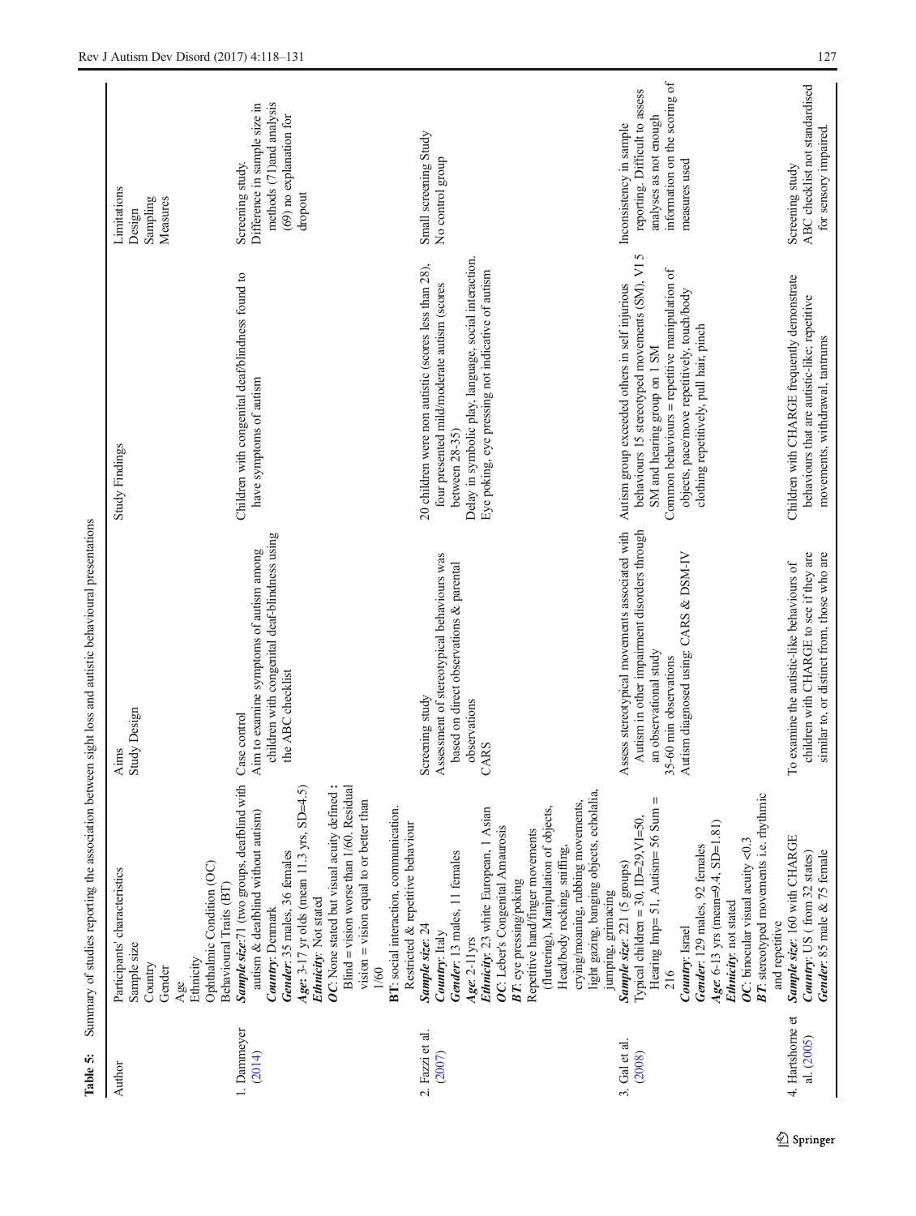**Table 5:** Summary of studies reporting the association between sight loss and autistic behavioural presentations

| Author | Participants' characteristics<br>Sample size<br>Country<br>Gender<br>Age<br>Ethnicity<br>Ophthalmic Condition (OC)<br>Behavioural Traits (BT) | Aims<br>Study Design | Study Findings | Limitations<br>Design<br>Sampling<br>Measures |
|---|---|---|---|---|
| 1. Dammeyer (2014) | ***Sample size***: 71 (two groups, deafblind with autism & deafblind without autism)<br>***Country***: Denmark<br>***Gender***: 35 males, 36 females<br>***Age***: 3-17 yr olds (mean 11.3 yrs, SD=4.5)<br>***Ethnicity***: Not stated<br>***OC***: None stated but visual acuity defined ; Blind = vision worse than 1/60. Residual vision = vision equal to or better than 1/60<br>***BT***: social interaction, communication. Restricted & repetitive behaviour | Case control<br>Aim to examine symptoms of autism among children with congenital deaf-blindness using the ABC checklist | Children with congenital deaf/blindness found to have symptoms of autism | Screening study.<br>Difference in sample size in methods (71)and analysis (69) no explanation for dropout |
| 2. Fazzi et al. (2007) | ***Sample size***: 24<br>***Country***: Italy<br>***Gender***: 13 males, 11 females<br>***Age***: 2-11yrs<br>***Ethnicity***: 23 white European, 1 Asian<br>***OC***: Leber's Congenital Amaurosis<br>***BT***: eye pressing/poking<br>Repetitive hand/finger movements (fluttering), Manipulation of objects, Head/body rocking, sniffing, crying/moaning, rubbing movements, light gazing, banging objects, echolalia, jumping, grimacing | Screening study<br>Assessment of stereotypical behaviours was based on direct observations & parental observations<br>CARS | 20 children were non autistic (scores less than 28), four presented mild/moderate autism (scores between 28-35)<br>Delay in symbolic play, language, social interaction. Eye poking, eye pressing not indicative of autism | Small screening Study<br>No control group |
| 3. Gal et al. (2008) | ***Sample size***: 221 (5 groups)<br>Typical children = 30, ID=29,VI=50, Hearing Imp= 51, Autism= 56 Sum = 216<br>***Country***: Israel<br>***Gender***: 129 males, 92 females<br>***Age***: 6-13 yrs (mean=9.4, SD=1.81)<br>***Ethnicity***: not stated<br>***OC***: binocular visual acuity <0.3<br>***BT***: stereotyped movements i.e. rhythmic and repetitive | Assess stereotypical movements associated with Autism in other impairment disorders through an observational study<br>35-60 min observations<br>Autism diagnosed using: CARS & DSM-IV | Autism group exceeded others in self injurious behaviours 15 stereotyped movements (SM), VI 5 SM and hearing group on 1 SM<br>Common behaviours = repetitive manipulation of objects, pace/move repetitively, touch/body clothing repetitively, pull hair, pinch | Inconsistency in sample reporting. Difficult to assess analyses as not enough information on the scoring of measures used |
| 4. Hartshorne et al. (2005) | ***Sample size***: 160 with CHARGE<br>***Country***: US ( from 32 states)<br>***Gender***: 85 male & 75 female | To examine the autistic-like behaviours of children with CHARGE to see if they are similar to, or distinct from, those who are | Children with CHARGE frequently demonstrate behaviours that are autistic-like; repetitive movements, withdrawal, tantrums | Screening study<br>ABC checklist not standardised for sensory impaired. |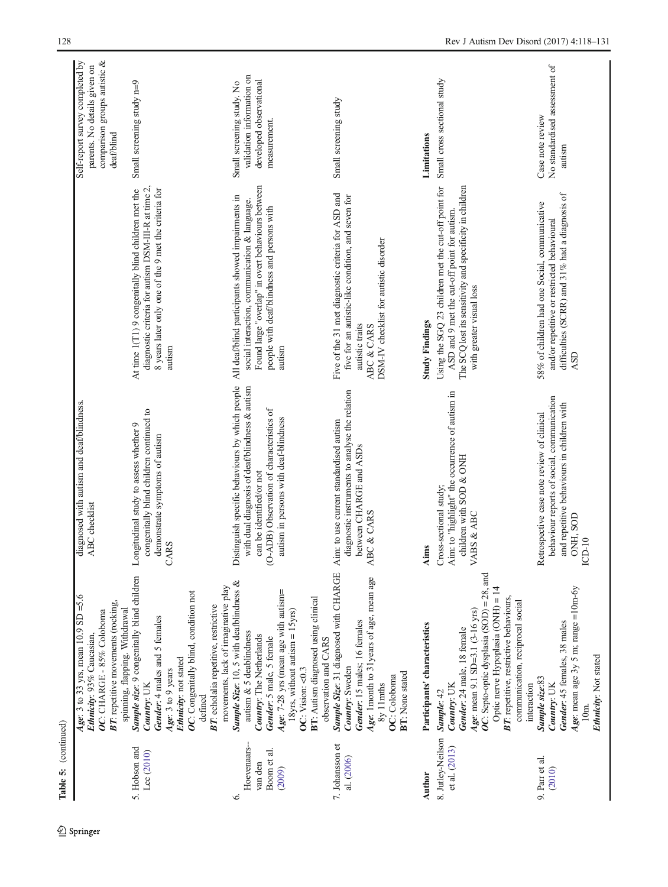Table 5: (continued)

| | | | | |
|---|---|---|---|---|
| | ***Age***: 3 to 33 yrs, mean 10.9 SD =5.6<br>***Ethnicity***: 93% Caucasian,<br>***OC***: CHARGE - 85% Coloboma<br>***BT***: repetitive movements (rocking, spinning, flapping. Withdrawal | diagnosed with autism and deaf/blindness.<br>ABC checklist | | Self-report survey completed by parents. No details given on comparison groups autistic & deaf/blind |
| 5. Hobson and Lee (2010) | ***Sample size***: 9 congenitally blind children<br>***Country***: UK<br>***Gender***: 4 males and 5 females<br>***Age***: 3 to 9 years<br>***Ethnicity***: not stated<br>***OC***: Congenitally blind, condition not defined<br>***BT***: echolalia repetitive, restrictive movements, lack of imaginative play | Longitudinal study to assess whether 9 congenitally blind children continued to demonstrate symptoms of autism<br>CARS | At time 1(T1) 9 congenitally blind children met the diagnostic criteria for autism DSM-III-R at time 2, 8 years later only one of the 9 met the criteria for autism | Small screening study n=9 |
| 6. Hoevenaars--van den Boom et al. (2009) | ***Sample Size***: 10, 5 with deafblindness & autism & 5 deafblindness<br>***Country***: The Netherlands<br>***Gender***: 5 male, 5 female<br>***Age***: 7-28 yrs (mean age with autism= 18yrs, without autism = 15yrs)<br>**OC**: Vision: <0.3<br>**BT**: Autism diagnosed using clinical observation and CARS | Distinguish specific behaviours by which people with dual diagnosis of deaf/blindness & autism can be identified/or not<br>(O-ADB) Observation of characteristics of autism in persons with deaf-blindness | All deaf/blind participants showed impairments in social interaction, communication & language. Found large "overlap" in overt behaviours between people with deaf/blindness and persons with autism | Small screening study. No validation information on developed observational measurement. |
| 7. Johansson et al. (2006) | ***Sample Size***: 31 diagnosed with CHARGE<br>***Country***: Sweden<br>***Gender***: 15 males; 16 females<br>***Age***: 1month to 31years of age, mean age 8y 11mths<br>**OC**: Coloboma<br>**BT**: None stated | Aim: to use current standardised autism diagnostic instruments to analyse the relation between CHARGE and ASDs<br>ABC & CARS | Five of the 31 met diagnostic criteria for ASD and five for an autistic-like condition, and seven for autistic traits<br>ABC & CARS<br>DSM-IV checklist for autistic disorder | Small screening study |
| **Author** | **Participants' characteristics** | **Aims** | **Study Findings** | **Limitations** |
| 8. Jutley-Neilson et al. (2013) | ***Sample***: 42<br>***Country***: UK<br>***Gender***: 24 male, 18 female<br>***Age***: mean 9.1 SD=3.1 (3-16 yrs)<br>***OC***: Septo-optic dysplasia (SOD) = 28, and Optic nerve Hypoplasia (ONH) = 14<br>***BT***: repetitive, restrictive behaviours, communication, reciprocal social interaction | Cross-sectional study;<br>Aim: to "highlight" the occurrence of autism in children with SOD & ONH<br>VABS & ABC | Using the SCQ 23 children met the cut-off point for ASD and 9 met the cut-off point for autism.<br>The SCQ lost its sensitivity and specificity in children with greater visual loss | Small cross sectional study |
| 9. Parr et al. (2010) | ***Sample size***:83<br>***Country***: UK<br>***Gender***: 45 females, 38 males<br>***Age***: mean age 3y 5 m; range =10m-6y 10m.<br>***Ethnicity***: Not stated | Retrospective case note review of clinical behaviour reports of social, communication and repetitive behaviours in children with ONH, SOD<br>ICD-10 | 58% of children had one Social, communicative and/or repetitive or restricted behavioural difficulties (SCRR) and 31% had a diagnosis of ASD | Case note review<br>No standardised assessment of autism |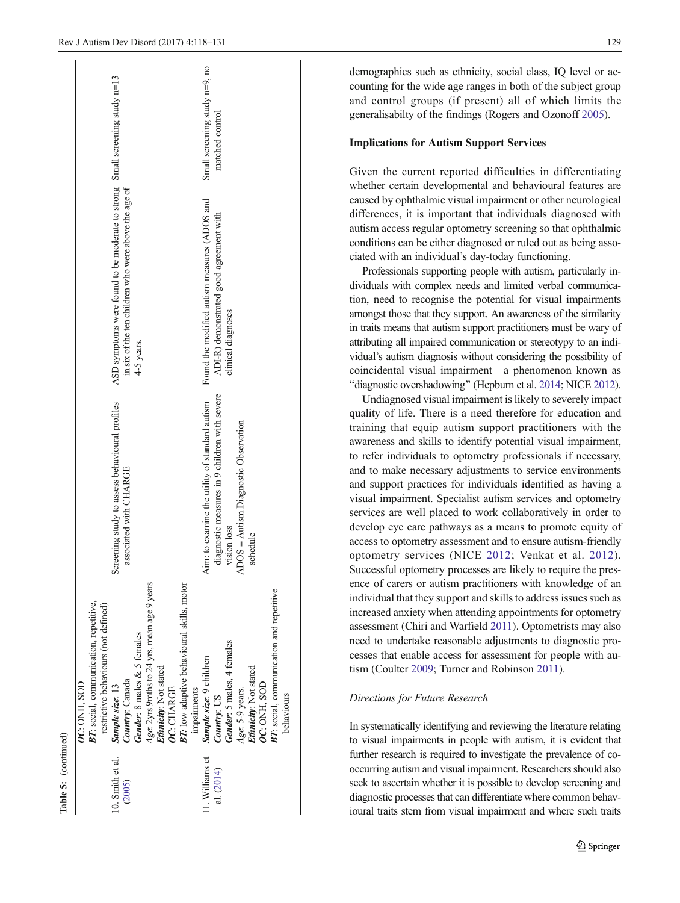**Table 5:** (continued)

| | | | | |
|---|---|---|---|---|
| | *OC*: ONH, SOD<br>*BT*: social, communication, repetitive, restrictive behaviours (not defined) | | | |
| 10. Smith et al. (2005) | *Sample size*: 13<br>*Country*: Canada<br>*Gender*: 8 males & 5 females<br>*Age*: 2yrs 9mths to 24 yrs, mean age 9 years<br>*Ethnicity*: Not stated<br>*OC*: CHARGE<br>*BT*: low adaptive behavioural skills, motor impairments | Screening study to assess behavioural profiles associated with CHARGE | ASD symptoms were found to be moderate to strong in six of the ten children who were above the age of 4-5 years. | Small screening study n=13 |
| 11. Williams et al. (2014) | *Sample size*: 9 children<br>*Country*: US<br>*Gender*: 5 males, 4 females<br>*Age*: 5-9 years.<br>*Ethnicity*: Not stated<br>*OC*: ONH, SOD<br>*BT*: social, communication and repetitive behaviours | Aim: to examine the utility of standard autism diagnostic measures in 9 children with severe vision loss<br>ADOS = Autism Diagnostic Observation schedule | Found the modified autism measures (ADOS and ADI-R) demonstrated good agreement with clinical diagnoses | Small screening study n=9, no matched control |

demographics such as ethnicity, social class, IQ level or accounting for the wide age ranges in both of the subject group and control groups (if present) all of which limits the generalisabilty of the findings (Rogers and Ozonoff 2005).

## Implications for Autism Support Services

Given the current reported difficulties in differentiating whether certain developmental and behavioural features are caused by ophthalmic visual impairment or other neurological differences, it is important that individuals diagnosed with autism access regular optometry screening so that ophthalmic conditions can be either diagnosed or ruled out as being associated with an individual's day-today functioning.

Professionals supporting people with autism, particularly individuals with complex needs and limited verbal communication, need to recognise the potential for visual impairments amongst those that they support. An awareness of the similarity in traits means that autism support practitioners must be wary of attributing all impaired communication or stereotypy to an individual's autism diagnosis without considering the possibility of coincidental visual impairment—a phenomenon known as "diagnostic overshadowing" (Hepburn et al. 2014; NICE 2012).

Undiagnosed visual impairment is likely to severely impact quality of life. There is a need therefore for education and training that equip autism support practitioners with the awareness and skills to identify potential visual impairment, to refer individuals to optometry professionals if necessary, and to make necessary adjustments to service environments and support practices for individuals identified as having a visual impairment. Specialist autism services and optometry services are well placed to work collaboratively in order to develop eye care pathways as a means to promote equity of access to optometry assessment and to ensure autism-friendly optometry services (NICE 2012; Venkat et al. 2012). Successful optometry processes are likely to require the presence of carers or autism practitioners with knowledge of an individual that they support and skills to address issues such as increased anxiety when attending appointments for optometry assessment (Chiri and Warfield 2011). Optometrists may also need to undertake reasonable adjustments to diagnostic processes that enable access for assessment for people with autism (Coulter 2009; Turner and Robinson 2011).

### *Directions for Future Research*

In systematically identifying and reviewing the literature relating to visual impairments in people with autism, it is evident that further research is required to investigate the prevalence of co-occurring autism and visual impairment. Researchers should also seek to ascertain whether it is possible to develop screening and diagnostic processes that can differentiate where common behavioural traits stem from visual impairment and where such traits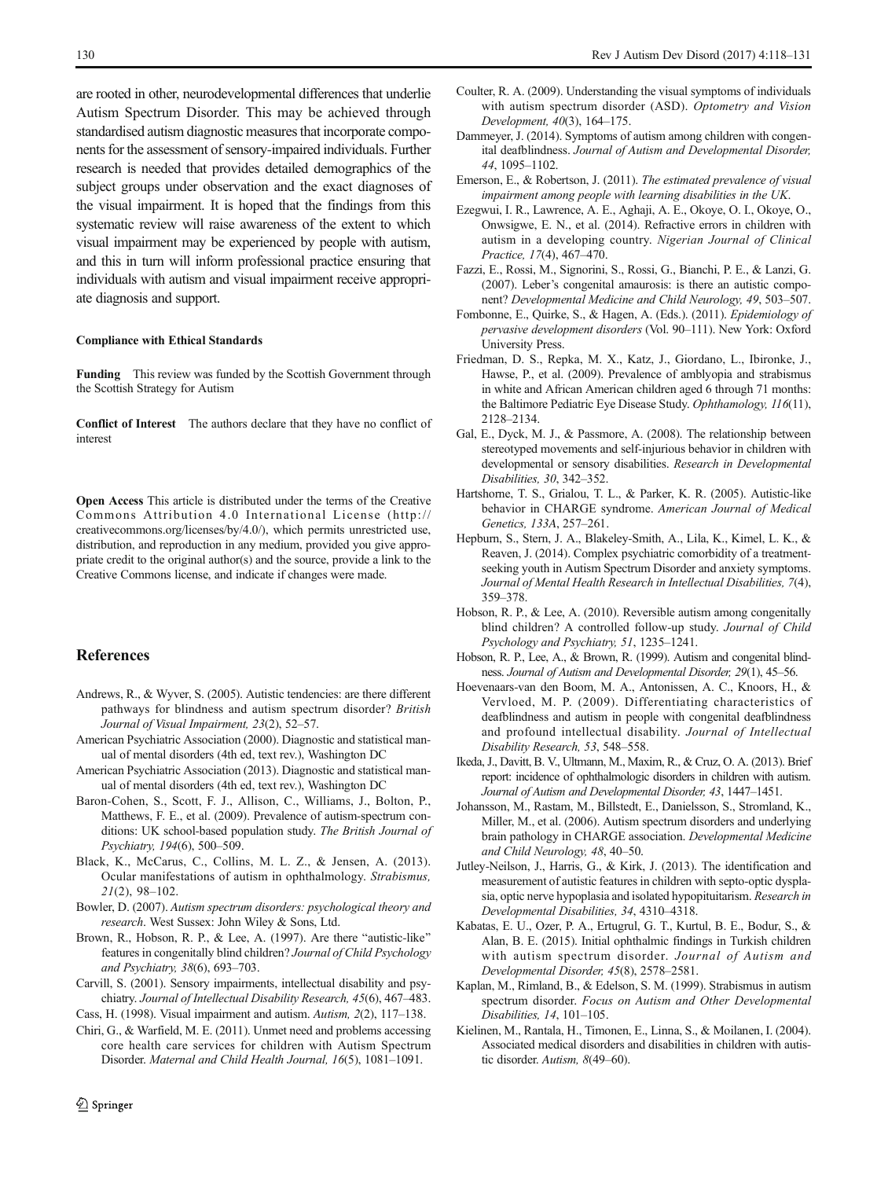are rooted in other, neurodevelopmental differences that underlie Autism Spectrum Disorder. This may be achieved through standardised autism diagnostic measures that incorporate components for the assessment of sensory-impaired individuals. Further research is needed that provides detailed demographics of the subject groups under observation and the exact diagnoses of the visual impairment. It is hoped that the findings from this systematic review will raise awareness of the extent to which visual impairment may be experienced by people with autism, and this in turn will inform professional practice ensuring that individuals with autism and visual impairment receive appropriate diagnosis and support.

#### Compliance with Ethical Standards

**Funding** This review was funded by the Scottish Government through the Scottish Strategy for Autism

**Conflict of Interest** The authors declare that they have no conflict of interest

**Open Access** This article is distributed under the terms of the Creative Commons Attribution 4.0 International License (http://creativecommons.org/licenses/by/4.0/), which permits unrestricted use, distribution, and reproduction in any medium, provided you give appropriate credit to the original author(s) and the source, provide a link to the Creative Commons license, and indicate if changes were made.

## References

Andrews, R., & Wyver, S. (2005). Autistic tendencies: are there different pathways for blindness and autism spectrum disorder? *British Journal of Visual Impairment, 23*(2), 52–57.

American Psychiatric Association (2000). Diagnostic and statistical manual of mental disorders (4th ed, text rev.), Washington DC

American Psychiatric Association (2013). Diagnostic and statistical manual of mental disorders (4th ed, text rev.), Washington DC

Baron-Cohen, S., Scott, F. J., Allison, C., Williams, J., Bolton, P., Matthews, F. E., et al. (2009). Prevalence of autism-spectrum conditions: UK school-based population study. *The British Journal of Psychiatry, 194*(6), 500–509.

Black, K., McCarus, C., Collins, M. L. Z., & Jensen, A. (2013). Ocular manifestations of autism in ophthalmology. *Strabismus, 21*(2), 98–102.

Bowler, D. (2007). *Autism spectrum disorders: psychological theory and research*. West Sussex: John Wiley & Sons, Ltd.

Brown, R., Hobson, R. P., & Lee, A. (1997). Are there "autistic-like" features in congenitally blind children? *Journal of Child Psychology and Psychiatry, 38*(6), 693–703.

Carvill, S. (2001). Sensory impairments, intellectual disability and psychiatry. *Journal of Intellectual Disability Research, 45*(6), 467–483.

Cass, H. (1998). Visual impairment and autism. *Autism, 2*(2), 117–138.

Chiri, G., & Warfield, M. E. (2011). Unmet need and problems accessing core health care services for children with Autism Spectrum Disorder. *Maternal and Child Health Journal, 16*(5), 1081–1091.

Coulter, R. A. (2009). Understanding the visual symptoms of individuals with autism spectrum disorder (ASD). *Optometry and Vision Development, 40*(3), 164–175.

Dammeyer, J. (2014). Symptoms of autism among children with congenital deafblindness. *Journal of Autism and Developmental Disorder, 44*, 1095–1102.

Emerson, E., & Robertson, J. (2011). *The estimated prevalence of visual impairment among people with learning disabilities in the UK*.

Ezegwui, I. R., Lawrence, A. E., Aghaji, A. E., Okoye, O. I., Okoye, O., Onwsigwe, E. N., et al. (2014). Refractive errors in children with autism in a developing country. *Nigerian Journal of Clinical Practice, 17*(4), 467–470.

Fazzi, E., Rossi, M., Signorini, S., Rossi, G., Bianchi, P. E., & Lanzi, G. (2007). Leber's congenital amaurosis: is there an autistic component? *Developmental Medicine and Child Neurology, 49*, 503–507.

Fombonne, E., Quirke, S., & Hagen, A. (Eds.). (2011). *Epidemiology of pervasive development disorders* (Vol. 90–111). New York: Oxford University Press.

Friedman, D. S., Repka, M. X., Katz, J., Giordano, L., Ibironke, J., Hawse, P., et al. (2009). Prevalence of amblyopia and strabismus in white and African American children aged 6 through 71 months: the Baltimore Pediatric Eye Disease Study. *Ophthamology, 116*(11), 2128–2134.

Gal, E., Dyck, M. J., & Passmore, A. (2008). The relationship between stereotyped movements and self-injurious behavior in children with developmental or sensory disabilities. *Research in Developmental Disabilities, 30*, 342–352.

Hartshorne, T. S., Grialou, T. L., & Parker, K. R. (2005). Autistic-like behavior in CHARGE syndrome. *American Journal of Medical Genetics, 133A*, 257–261.

Hepburn, S., Stern, J. A., Blakeley-Smith, A., Lila, K., Kimel, L. K., & Reaven, J. (2014). Complex psychiatric comorbidity of a treatment-seeking youth in Autism Spectrum Disorder and anxiety symptoms. *Journal of Mental Health Research in Intellectual Disabilities, 7*(4), 359–378.

Hobson, R. P., & Lee, A. (2010). Reversible autism among congenitally blind children? A controlled follow-up study. *Journal of Child Psychology and Psychiatry, 51*, 1235–1241.

Hobson, R. P., Lee, A., & Brown, R. (1999). Autism and congenital blindness. *Journal of Autism and Developmental Disorder, 29*(1), 45–56.

Hoevenaars-van den Boom, M. A., Antonissen, A. C., Knoors, H., & Vervloed, M. P. (2009). Differentiating characteristics of deafblindness and autism in people with congenital deafblindness and profound intellectual disability. *Journal of Intellectual Disability Research, 53*, 548–558.

Ikeda, J., Davitt, B. V., Ultmann, M., Maxim, R., & Cruz, O. A. (2013). Brief report: incidence of ophthalmologic disorders in children with autism. *Journal of Autism and Developmental Disorder, 43*, 1447–1451.

Johansson, M., Rastam, M., Billstedt, E., Danielsson, S., Stromland, K., Miller, M., et al. (2006). Autism spectrum disorders and underlying brain pathology in CHARGE association. *Developmental Medicine and Child Neurology, 48*, 40–50.

Jutley-Neilson, J., Harris, G., & Kirk, J. (2013). The identification and measurement of autistic features in children with septo-optic dysplasia, optic nerve hypoplasia and isolated hypopituitarism. *Research in Developmental Disabilities, 34*, 4310–4318.

Kabatas, E. U., Ozer, P. A., Ertugrul, G. T., Kurtul, B. E., Bodur, S., & Alan, B. E. (2015). Initial ophthalmic findings in Turkish children with autism spectrum disorder. *Journal of Autism and Developmental Disorder, 45*(8), 2578–2581.

Kaplan, M., Rimland, B., & Edelson, S. M. (1999). Strabismus in autism spectrum disorder. *Focus on Autism and Other Developmental Disabilities, 14*, 101–105.

Kielinen, M., Rantala, H., Timonen, E., Linna, S., & Moilanen, I. (2004). Associated medical disorders and disabilities in children with autistic disorder. *Autism, 8*(49–60).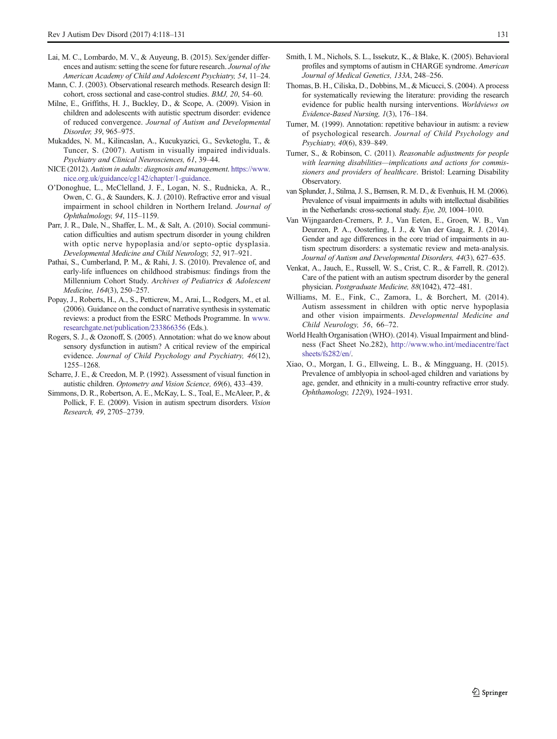Lai, M. C., Lombardo, M. V., & Auyeung, B. (2015). Sex/gender differences and autism: setting the scene for future research. *Journal of the American Academy of Child and Adolescent Psychiatry, 54*, 11–24.

Mann, C. J. (2003). Observational research methods. Research design II: cohort, cross sectional and case-control studies. *BMJ, 20*, 54–60.

Milne, E., Griffiths, H. J., Buckley, D., & Scope, A. (2009). Vision in children and adolescents with autistic spectrum disorder: evidence of reduced convergence. *Journal of Autism and Developmental Disorder, 39*, 965–975.

Mukaddes, N. M., Kilincaslan, A., Kucukyazici, G., Sevketoglu, T., & Tuncer, S. (2007). Autism in visually impaired individuals. *Psychiatry and Clinical Neurosciences, 61*, 39–44.

NICE (2012). *Autism in adults: diagnosis and management*. https://www.nice.org.uk/guidance/cg142/chapter/1-guidance.

O'Donoghue, L., McClelland, J. F., Logan, N. S., Rudnicka, A. R., Owen, C. G., & Saunders, K. J. (2010). Refractive error and visual impairment in school children in Northern Ireland. *Journal of Ophthalmology, 94*, 115–1159.

Parr, J. R., Dale, N., Shaffer, L. M., & Salt, A. (2010). Social communication difficulties and autism spectrum disorder in young children with optic nerve hypoplasia and/or septo-optic dysplasia. *Developmental Medicine and Child Neurology, 52*, 917–921.

Pathai, S., Cumberland, P. M., & Rahi, J. S. (2010). Prevalence of, and early-life influences on childhood strabismus: findings from the Millennium Cohort Study. *Archives of Pediatrics & Adolescent Medicine, 164*(3), 250–257.

Popay, J., Roberts, H., A., S., Petticrew, M., Arai, L., Rodgers, M., et al. (2006). Guidance on the conduct of narrative synthesis in systematic reviews: a product from the ESRC Methods Programme. In www.researchgate.net/publication/233866356 (Eds.).

Rogers, S. J., & Ozonoff, S. (2005). Annotation: what do we know about sensory dysfunction in autism? A critical review of the empirical evidence. *Journal of Child Psychology and Psychiatry, 46*(12), 1255–1268.

Scharre, J. E., & Creedon, M. P. (1992). Assessment of visual function in autistic children. *Optometry and Vision Science, 69*(6), 433–439.

Simmons, D. R., Robertson, A. E., McKay, L. S., Toal, E., McAleer, P., & Pollick, F. E. (2009). Vision in autism spectrum disorders. *Vision Research, 49*, 2705–2739.

Smith, I. M., Nichols, S. L., Issekutz, K., & Blake, K. (2005). Behavioral profiles and symptoms of autism in CHARGE syndrome. *American Journal of Medical Genetics, 133A*, 248–256.

Thomas, B. H., Ciliska, D., Dobbins, M., & Micucci, S. (2004). A process for systematically reviewing the literature: providing the research evidence for public health nursing interventions. *Worldviews on Evidence-Based Nursing, 1*(3), 176–184.

Turner, M. (1999). Annotation: repetitive behaviour in autism: a review of psychological research. *Journal of Child Psychology and Psychiatry, 40*(6), 839–849.

Turner, S., & Robinson, C. (2011). *Reasonable adjustments for people with learning disabilities—implications and actions for commissioners and providers of healthcare*. Bristol: Learning Disability Observatory.

van Splunder, J., Stilma, J. S., Bernsen, R. M. D., & Evenhuis, H. M. (2006). Prevalence of visual impairments in adults with intellectual disabilities in the Netherlands: cross-sectional study. *Eye, 20*, 1004–1010.

Van Wijngaarden-Cremers, P. J., Van Eeten, E., Groen, W. B., Van Deurzen, P. A., Oosterling, I. J., & Van der Gaag, R. J. (2014). Gender and age differences in the core triad of impairments in autism spectrum disorders: a systematic review and meta-analysis. *Journal of Autism and Developmental Disorders, 44*(3), 627–635.

Venkat, A., Jauch, E., Russell, W. S., Crist, C. R., & Farrell, R. (2012). Care of the patient with an autism spectrum disorder by the general physician. *Postgraduate Medicine, 88*(1042), 472–481.

Williams, M. E., Fink, C., Zamora, I., & Borchert, M. (2014). Autism assessment in children with optic nerve hypoplasia and other vision impairments. *Developmental Medicine and Child Neurology, 56*, 66–72.

World Health Organisation (WHO). (2014). Visual Impairment and blindness (Fact Sheet No.282), http://www.who.int/mediacentre/factsheets/fs282/en/.

Xiao, O., Morgan, I. G., Ellweing, L. B., & Mingguang, H. (2015). Prevalence of amblyopia in school-aged children and variations by age, gender, and ethnicity in a multi-country refractive error study. *Ophthamology, 122*(9), 1924–1931.